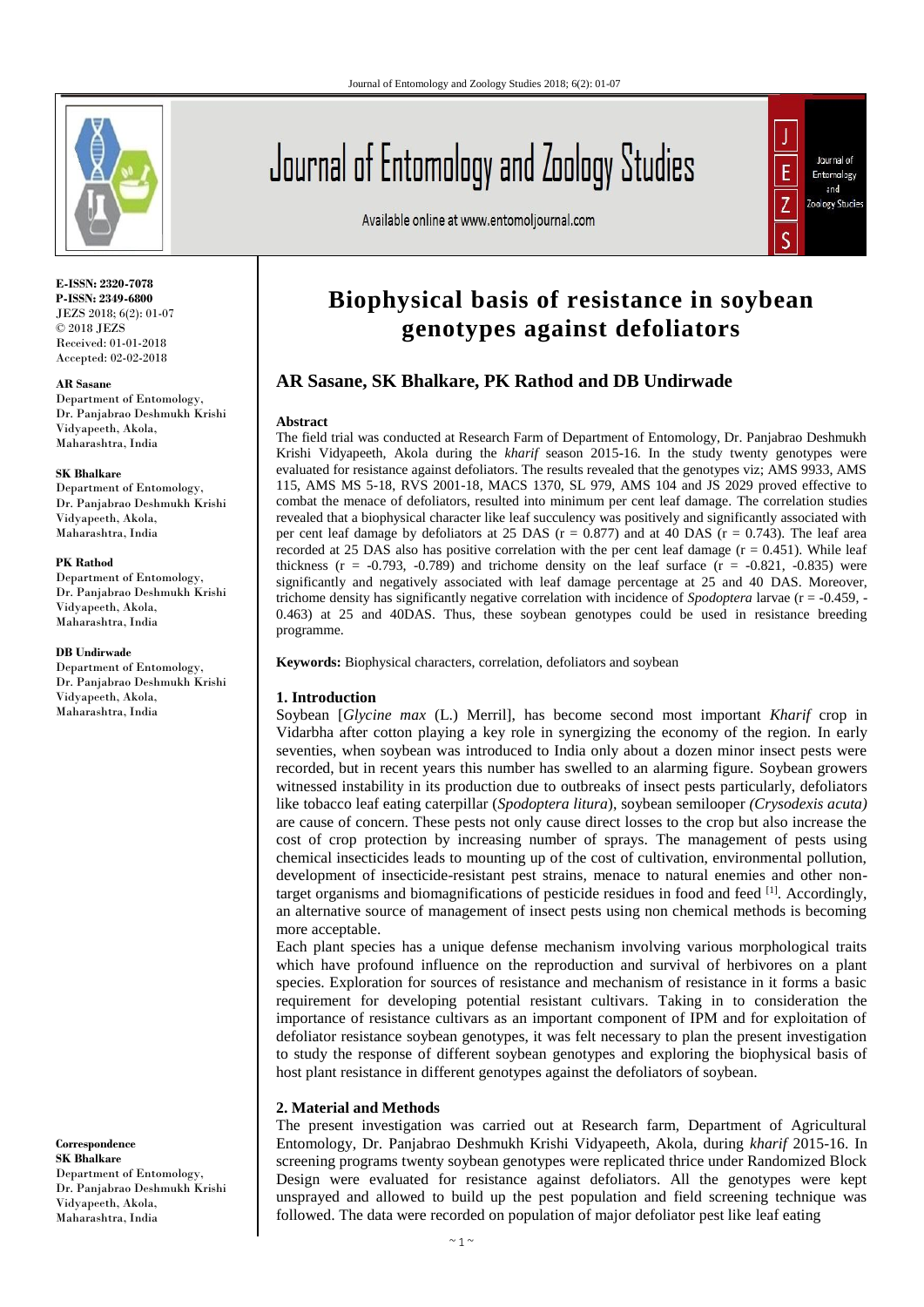# Biophysical basis of resistance in soybean genotypes against defoliators

**AR Sasane, SK Bhalkare, PK Rathod and DB Undirwade**

**E-ISSN: 2320-7078**
**P-ISSN: 2349-6800**
JEZS 2018; 6(2): 01-07
© 2018 JEZS
Received: 01-01-2018
Accepted: 02-02-2018

**AR Sasane**
Department of Entomology, Dr. Panjabrao Deshmukh Krishi Vidyapeeth, Akola, Maharashtra, India

**SK Bhalkare**
Department of Entomology, Dr. Panjabrao Deshmukh Krishi Vidyapeeth, Akola, Maharashtra, India

**PK Rathod**
Department of Entomology, Dr. Panjabrao Deshmukh Krishi Vidyapeeth, Akola, Maharashtra, India

**DB Undirwade**
Department of Entomology, Dr. Panjabrao Deshmukh Krishi Vidyapeeth, Akola, Maharashtra, India

**Correspondence**
**SK Bhalkare**
Department of Entomology, Dr. Panjabrao Deshmukh Krishi Vidyapeeth, Akola, Maharashtra, India

## Abstract

The field trial was conducted at Research Farm of Department of Entomology, Dr. Panjabrao Deshmukh Krishi Vidyapeeth, Akola during the *kharif* season 2015-16. In the study twenty genotypes were evaluated for resistance against defoliators. The results revealed that the genotypes viz; AMS 9933, AMS 115, AMS MS 5-18, RVS 2001-18, MACS 1370, SL 979, AMS 104 and JS 2029 proved effective to combat the menace of defoliators, resulted into minimum per cent leaf damage. The correlation studies revealed that a biophysical character like leaf succulency was positively and significantly associated with per cent leaf damage by defoliators at 25 DAS (r = 0.877) and at 40 DAS (r = 0.743). The leaf area recorded at 25 DAS also has positive correlation with the per cent leaf damage (r = 0.451). While leaf thickness (r = -0.793, -0.789) and trichome density on the leaf surface (r = -0.821, -0.835) were significantly and negatively associated with leaf damage percentage at 25 and 40 DAS. Moreover, trichome density has significantly negative correlation with incidence of *Spodoptera* larvae (r = -0.459, -0.463) at 25 and 40DAS. Thus, these soybean genotypes could be used in resistance breeding programme.

**Keywords:** Biophysical characters, correlation, defoliators and soybean

## 1. Introduction

Soybean [*Glycine max* (L.) Merril], has become second most important *Kharif* crop in Vidarbha after cotton playing a key role in synergizing the economy of the region. In early seventies, when soybean was introduced to India only about a dozen minor insect pests were recorded, but in recent years this number has swelled to an alarming figure. Soybean growers witnessed instability in its production due to outbreaks of insect pests particularly, defoliators like tobacco leaf eating caterpillar (*Spodoptera litura*), soybean semilooper *(Crysodexis acuta)* are cause of concern. These pests not only cause direct losses to the crop but also increase the cost of crop protection by increasing number of sprays. The management of pests using chemical insecticides leads to mounting up of the cost of cultivation, environmental pollution, development of insecticide-resistant pest strains, menace to natural enemies and other non-target organisms and biomagnifications of pesticide residues in food and feed [1]. Accordingly, an alternative source of management of insect pests using non chemical methods is becoming more acceptable.

Each plant species has a unique defense mechanism involving various morphological traits which have profound influence on the reproduction and survival of herbivores on a plant species. Exploration for sources of resistance and mechanism of resistance in it forms a basic requirement for developing potential resistant cultivars. Taking in to consideration the importance of resistance cultivars as an important component of IPM and for exploitation of defoliator resistance soybean genotypes, it was felt necessary to plan the present investigation to study the response of different soybean genotypes and exploring the biophysical basis of host plant resistance in different genotypes against the defoliators of soybean.

## 2. Material and Methods

The present investigation was carried out at Research farm, Department of Agricultural Entomology, Dr. Panjabrao Deshmukh Krishi Vidyapeeth, Akola, during *kharif* 2015-16. In screening programs twenty soybean genotypes were replicated thrice under Randomized Block Design were evaluated for resistance against defoliators. All the genotypes were kept unsprayed and allowed to build up the pest population and field screening technique was followed. The data were recorded on population of major defoliator pest like leaf eating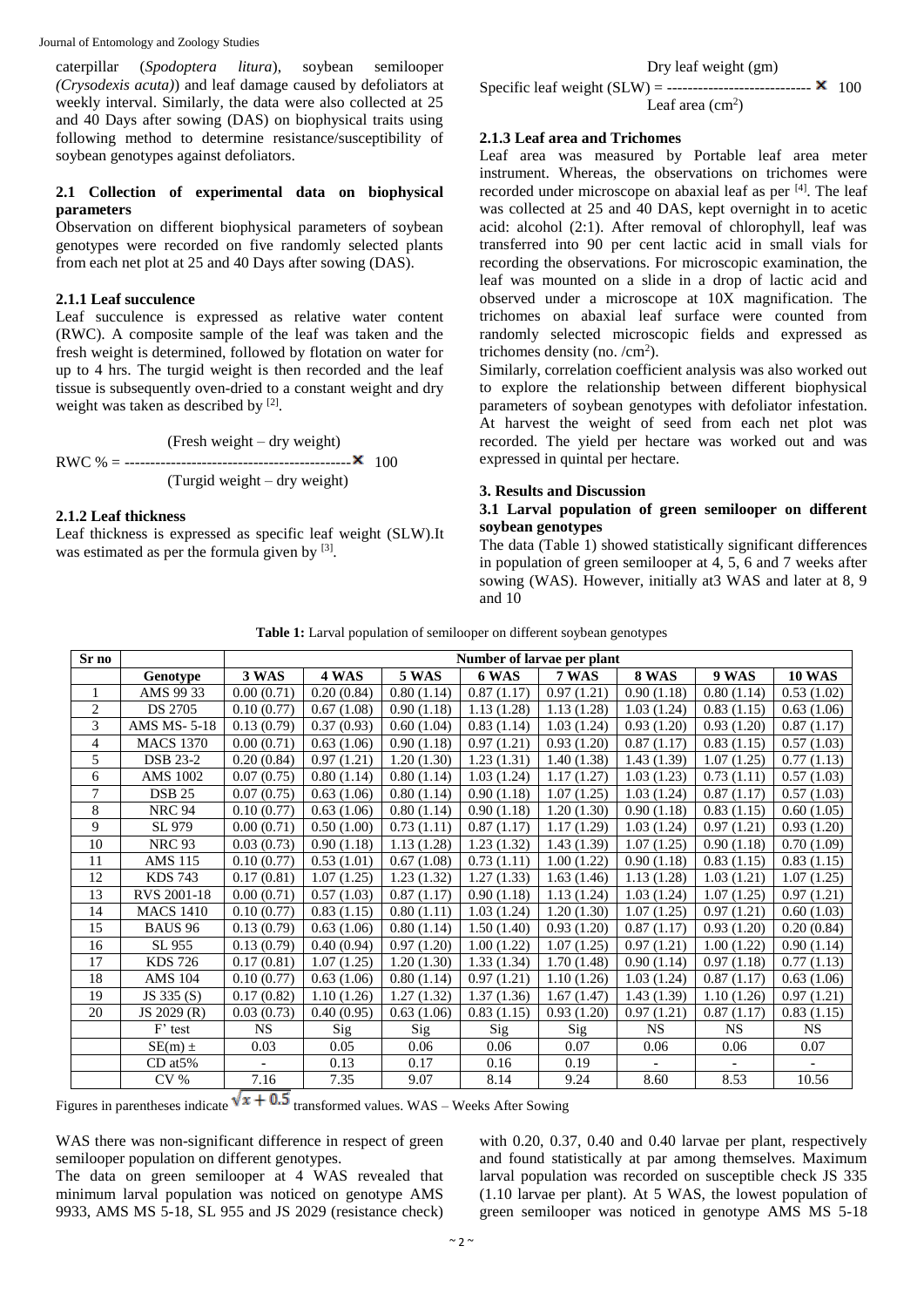caterpillar (*Spodoptera litura*), soybean semilooper *(Crysodexis acuta)*) and leaf damage caused by defoliators at weekly interval. Similarly, the data were also collected at 25 and 40 Days after sowing (DAS) on biophysical traits using following method to determine resistance/susceptibility of soybean genotypes against defoliators.

### 2.1 Collection of experimental data on biophysical parameters

Observation on different biophysical parameters of soybean genotypes were recorded on five randomly selected plants from each net plot at 25 and 40 Days after sowing (DAS).

#### 2.1.1 Leaf succulence

Leaf succulence is expressed as relative water content (RWC). A composite sample of the leaf was taken and the fresh weight is determined, followed by flotation on water for up to 4 hrs. The turgid weight is then recorded and the leaf tissue is subsequently oven-dried to a constant weight and dry weight was taken as described by [2].

$$\text{RWC \%} = \frac{\text{(Fresh weight – dry weight)}}{\text{(Turgid weight – dry weight)}} \times 100$$

#### 2.1.2 Leaf thickness

Leaf thickness is expressed as specific leaf weight (SLW).It was estimated as per the formula given by [3].

$$\text{Specific leaf weight (SLW)} = \frac{\text{Dry leaf weight (gm)}}{\text{Leaf area (cm}^2\text{)}} \times 100$$

#### 2.1.3 Leaf area and Trichomes

Leaf area was measured by Portable leaf area meter instrument. Whereas, the observations on trichomes were recorded under microscope on abaxial leaf as per [4]. The leaf was collected at 25 and 40 DAS, kept overnight in to acetic acid: alcohol (2:1). After removal of chlorophyll, leaf was transferred into 90 per cent lactic acid in small vials for recording the observations. For microscopic examination, the leaf was mounted on a slide in a drop of lactic acid and observed under a microscope at 10X magnification. The trichomes on abaxial leaf surface were counted from randomly selected microscopic fields and expressed as trichomes density (no. /cm$^2$).

Similarly, correlation coefficient analysis was also worked out to explore the relationship between different biophysical parameters of soybean genotypes with defoliator infestation. At harvest the weight of seed from each net plot was recorded. The yield per hectare was worked out and was expressed in quintal per hectare.

## 3. Results and Discussion

### 3.1 Larval population of green semilooper on different soybean genotypes

The data (Table 1) showed statistically significant differences in population of green semilooper at 4, 5, 6 and 7 weeks after sowing (WAS). However, initially at3 WAS and later at 8, 9 and 10 WAS there was non-significant difference in respect of green semilooper population on different genotypes.

The data on green semilooper at 4 WAS revealed that minimum larval population was noticed on genotype AMS 9933, AMS MS 5-18, SL 955 and JS 2029 (resistance check) with 0.20, 0.37, 0.40 and 0.40 larvae per plant, respectively and found statistically at par among themselves. Maximum larval population was recorded on susceptible check JS 335 (1.10 larvae per plant). At 5 WAS, the lowest population of green semilooper was noticed in genotype AMS MS 5-18

**Table 1:** Larval population of semilooper on different soybean genotypes

| Sr no | | Number of larvae per plant | | | | | | | |
|---|---|---|---|---|---|---|---|---|---|
| | Genotype | 3 WAS | 4 WAS | 5 WAS | 6 WAS | 7 WAS | 8 WAS | 9 WAS | 10 WAS |
| 1 | AMS 99 33 | 0.00 (0.71) | 0.20 (0.84) | 0.80 (1.14) | 0.87 (1.17) | 0.97 (1.21) | 0.90 (1.18) | 0.80 (1.14) | 0.53 (1.02) |
| 2 | DS 2705 | 0.10 (0.77) | 0.67 (1.08) | 0.90 (1.18) | 1.13 (1.28) | 1.13 (1.28) | 1.03 (1.24) | 0.83 (1.15) | 0.63 (1.06) |
| 3 | AMS MS- 5-18 | 0.13 (0.79) | 0.37 (0.93) | 0.60 (1.04) | 0.83 (1.14) | 1.03 (1.24) | 0.93 (1.20) | 0.93 (1.20) | 0.87 (1.17) |
| 4 | MACS 1370 | 0.00 (0.71) | 0.63 (1.06) | 0.90 (1.18) | 0.97 (1.21) | 0.93 (1.20) | 0.87 (1.17) | 0.83 (1.15) | 0.57 (1.03) |
| 5 | DSB 23-2 | 0.20 (0.84) | 0.97 (1.21) | 1.20 (1.30) | 1.23 (1.31) | 1.40 (1.38) | 1.43 (1.39) | 1.07 (1.25) | 0.77 (1.13) |
| 6 | AMS 1002 | 0.07 (0.75) | 0.80 (1.14) | 0.80 (1.14) | 1.03 (1.24) | 1.17 (1.27) | 1.03 (1.23) | 0.73 (1.11) | 0.57 (1.03) |
| 7 | DSB 25 | 0.07 (0.75) | 0.63 (1.06) | 0.80 (1.14) | 0.90 (1.18) | 1.07 (1.25) | 1.03 (1.24) | 0.87 (1.17) | 0.57 (1.03) |
| 8 | NRC 94 | 0.10 (0.77) | 0.63 (1.06) | 0.80 (1.14) | 0.90 (1.18) | 1.20 (1.30) | 0.90 (1.18) | 0.83 (1.15) | 0.60 (1.05) |
| 9 | SL 979 | 0.00 (0.71) | 0.50 (1.00) | 0.73 (1.11) | 0.87 (1.17) | 1.17 (1.29) | 1.03 (1.24) | 0.97 (1.21) | 0.93 (1.20) |
| 10 | NRC 93 | 0.03 (0.73) | 0.90 (1.18) | 1.13 (1.28) | 1.23 (1.32) | 1.43 (1.39) | 1.07 (1.25) | 0.90 (1.18) | 0.70 (1.09) |
| 11 | AMS 115 | 0.10 (0.77) | 0.53 (1.01) | 0.67 (1.08) | 0.73 (1.11) | 1.00 (1.22) | 0.90 (1.18) | 0.83 (1.15) | 0.83 (1.15) |
| 12 | KDS 743 | 0.17 (0.81) | 1.07 (1.25) | 1.23 (1.32) | 1.27 (1.33) | 1.63 (1.46) | 1.13 (1.28) | 1.03 (1.21) | 1.07 (1.25) |
| 13 | RVS 2001-18 | 0.00 (0.71) | 0.57 (1.03) | 0.87 (1.17) | 0.90 (1.18) | 1.13 (1.24) | 1.03 (1.24) | 1.07 (1.25) | 0.97 (1.21) |
| 14 | MACS 1410 | 0.10 (0.77) | 0.83 (1.15) | 0.80 (1.11) | 1.03 (1.24) | 1.20 (1.30) | 1.07 (1.25) | 0.97 (1.21) | 0.60 (1.03) |
| 15 | BAUS 96 | 0.13 (0.79) | 0.63 (1.06) | 0.80 (1.14) | 1.50 (1.40) | 0.93 (1.20) | 0.87 (1.17) | 0.93 (1.20) | 0.20 (0.84) |
| 16 | SL 955 | 0.13 (0.79) | 0.40 (0.94) | 0.97 (1.20) | 1.00 (1.22) | 1.07 (1.25) | 0.97 (1.21) | 1.00 (1.22) | 0.90 (1.14) |
| 17 | KDS 726 | 0.17 (0.81) | 1.07 (1.25) | 1.20 (1.30) | 1.33 (1.34) | 1.70 (1.48) | 0.90 (1.14) | 0.97 (1.18) | 0.77 (1.13) |
| 18 | AMS 104 | 0.10 (0.77) | 0.63 (1.06) | 0.80 (1.14) | 0.97 (1.21) | 1.10 (1.26) | 1.03 (1.24) | 0.87 (1.17) | 0.63 (1.06) |
| 19 | JS 335 (S) | 0.17 (0.82) | 1.10 (1.26) | 1.27 (1.32) | 1.37 (1.36) | 1.67 (1.47) | 1.43 (1.39) | 1.10 (1.26) | 0.97 (1.21) |
| 20 | JS 2029 (R) | 0.03 (0.73) | 0.40 (0.95) | 0.63 (1.06) | 0.83 (1.15) | 0.93 (1.20) | 0.97 (1.21) | 0.87 (1.17) | 0.83 (1.15) |
| | F' test | NS | Sig | Sig | Sig | Sig | NS | NS | NS |
| | SE(m) ± | 0.03 | 0.05 | 0.06 | 0.06 | 0.07 | 0.06 | 0.06 | 0.07 |
| | CD at5% | - | 0.13 | 0.17 | 0.16 | 0.19 | - | - | - |
| | CV % | 7.16 | 7.35 | 9.07 | 8.14 | 9.24 | 8.60 | 8.53 | 10.56 |

Figures in parentheses indicate $\sqrt{x + 0.5}$ transformed values. WAS – Weeks After Sowing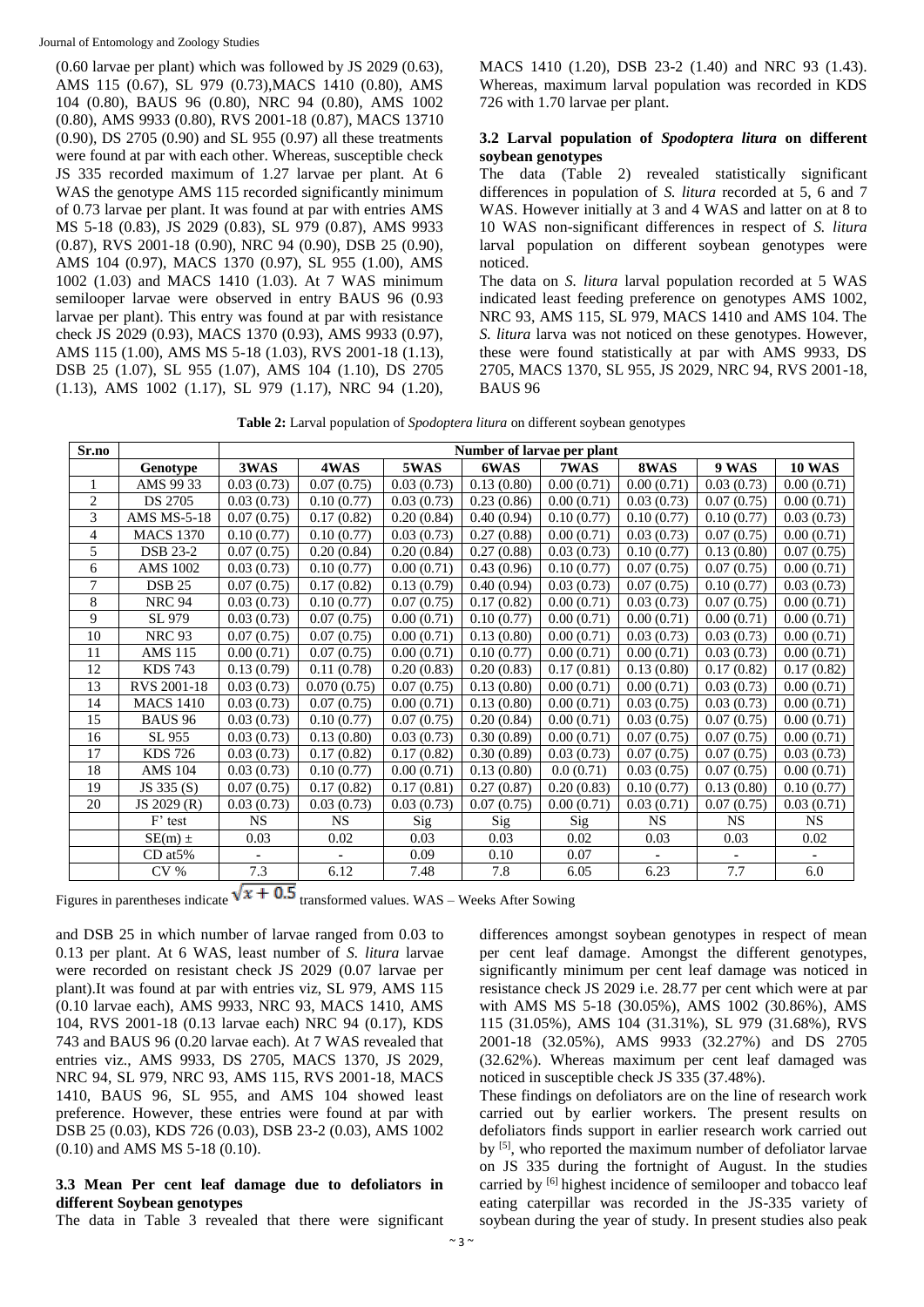(0.60 larvae per plant) which was followed by JS 2029 (0.63), AMS 115 (0.67), SL 979 (0.73),MACS 1410 (0.80), AMS 104 (0.80), BAUS 96 (0.80), NRC 94 (0.80), AMS 1002 (0.80), AMS 9933 (0.80), RVS 2001-18 (0.87), MACS 13710 (0.90), DS 2705 (0.90) and SL 955 (0.97) all these treatments were found at par with each other. Whereas, susceptible check JS 335 recorded maximum of 1.27 larvae per plant. At 6 WAS the genotype AMS 115 recorded significantly minimum of 0.73 larvae per plant. It was found at par with entries AMS MS 5-18 (0.83), JS 2029 (0.83), SL 979 (0.87), AMS 9933 (0.87), RVS 2001-18 (0.90), NRC 94 (0.90), DSB 25 (0.90), AMS 104 (0.97), MACS 1370 (0.97), SL 955 (1.00), AMS 1002 (1.03) and MACS 1410 (1.03). At 7 WAS minimum semilooper larvae were observed in entry BAUS 96 (0.93 larvae per plant). This entry was found at par with resistance check JS 2029 (0.93), MACS 1370 (0.93), AMS 9933 (0.97), AMS 115 (1.00), AMS MS 5-18 (1.03), RVS 2001-18 (1.13), DSB 25 (1.07), SL 955 (1.07), AMS 104 (1.10), DS 2705 (1.13), AMS 1002 (1.17), SL 979 (1.17), NRC 94 (1.20), MACS 1410 (1.20), DSB 23-2 (1.40) and NRC 93 (1.43). Whereas, maximum larval population was recorded in KDS 726 with 1.70 larvae per plant.

### 3.2 Larval population of *Spodoptera litura* on different soybean genotypes

The data (Table 2) revealed statistically significant differences in population of *S. litura* recorded at 5, 6 and 7 WAS. However initially at 3 and 4 WAS and latter on at 8 to 10 WAS non-significant differences in respect of *S. litura* larval population on different soybean genotypes were noticed.

The data on *S. litura* larval population recorded at 5 WAS indicated least feeding preference on genotypes AMS 1002, NRC 93, AMS 115, SL 979, MACS 1410 and AMS 104. The *S. litura* larva was not noticed on these genotypes. However, these were found statistically at par with AMS 9933, DS 2705, MACS 1370, SL 955, JS 2029, NRC 94, RVS 2001-18, BAUS 96 and DSB 25 in which number of larvae ranged from 0.03 to 0.13 per plant. At 6 WAS, least number of *S. litura* larvae were recorded on resistant check JS 2029 (0.07 larvae per plant).It was found at par with entries viz, SL 979, AMS 115 (0.10 larvae each), AMS 9933, NRC 93, MACS 1410, AMS 104, RVS 2001-18 (0.13 larvae each) NRC 94 (0.17), KDS 743 and BAUS 96 (0.20 larvae each). At 7 WAS revealed that entries viz., AMS 9933, DS 2705, MACS 1370, JS 2029, NRC 94, SL 979, NRC 93, AMS 115, RVS 2001-18, MACS 1410, BAUS 96, SL 955, and AMS 104 showed least preference. However, these entries were found at par with DSB 25 (0.03), KDS 726 (0.03), DSB 23-2 (0.03), AMS 1002 (0.10) and AMS MS 5-18 (0.10).

**Table 2:** Larval population of *Spodoptera litura* on different soybean genotypes

| Sr.no | Genotype | Number of larvae per plant | | | | | | | |
|---|---|---|---|---|---|---|---|---|---|
| | | 3WAS | 4WAS | 5WAS | 6WAS | 7WAS | 8WAS | 9 WAS | 10 WAS |
| 1 | AMS 99 33 | 0.03 (0.73) | 0.07 (0.75) | 0.03 (0.73) | 0.13 (0.80) | 0.00 (0.71) | 0.00 (0.71) | 0.03 (0.73) | 0.00 (0.71) |
| 2 | DS 2705 | 0.03 (0.73) | 0.10 (0.77) | 0.03 (0.73) | 0.23 (0.86) | 0.00 (0.71) | 0.03 (0.73) | 0.07 (0.75) | 0.00 (0.71) |
| 3 | AMS MS-5-18 | 0.07 (0.75) | 0.17 (0.82) | 0.20 (0.84) | 0.40 (0.94) | 0.10 (0.77) | 0.10 (0.77) | 0.10 (0.77) | 0.03 (0.73) |
| 4 | MACS 1370 | 0.10 (0.77) | 0.10 (0.77) | 0.03 (0.73) | 0.27 (0.88) | 0.00 (0.71) | 0.03 (0.73) | 0.07 (0.75) | 0.00 (0.71) |
| 5 | DSB 23-2 | 0.07 (0.75) | 0.20 (0.84) | 0.20 (0.84) | 0.27 (0.88) | 0.03 (0.73) | 0.10 (0.77) | 0.13 (0.80) | 0.07 (0.75) |
| 6 | AMS 1002 | 0.03 (0.73) | 0.10 (0.77) | 0.00 (0.71) | 0.43 (0.96) | 0.10 (0.77) | 0.07 (0.75) | 0.07 (0.75) | 0.00 (0.71) |
| 7 | DSB 25 | 0.07 (0.75) | 0.17 (0.82) | 0.13 (0.79) | 0.40 (0.94) | 0.03 (0.73) | 0.07 (0.75) | 0.10 (0.77) | 0.03 (0.73) |
| 8 | NRC 94 | 0.03 (0.73) | 0.10 (0.77) | 0.07 (0.75) | 0.17 (0.82) | 0.00 (0.71) | 0.03 (0.73) | 0.07 (0.75) | 0.00 (0.71) |
| 9 | SL 979 | 0.03 (0.73) | 0.07 (0.75) | 0.00 (0.71) | 0.10 (0.77) | 0.00 (0.71) | 0.00 (0.71) | 0.00 (0.71) | 0.00 (0.71) |
| 10 | NRC 93 | 0.07 (0.75) | 0.07 (0.75) | 0.00 (0.71) | 0.13 (0.80) | 0.00 (0.71) | 0.03 (0.73) | 0.03 (0.73) | 0.00 (0.71) |
| 11 | AMS 115 | 0.00 (0.71) | 0.07 (0.75) | 0.00 (0.71) | 0.10 (0.77) | 0.00 (0.71) | 0.00 (0.71) | 0.03 (0.73) | 0.00 (0.71) |
| 12 | KDS 743 | 0.13 (0.79) | 0.11 (0.78) | 0.20 (0.83) | 0.20 (0.83) | 0.17 (0.81) | 0.13 (0.80) | 0.17 (0.82) | 0.17 (0.82) |
| 13 | RVS 2001-18 | 0.03 (0.73) | 0.070 (0.75) | 0.07 (0.75) | 0.13 (0.80) | 0.00 (0.71) | 0.00 (0.71) | 0.03 (0.73) | 0.00 (0.71) |
| 14 | MACS 1410 | 0.03 (0.73) | 0.07 (0.75) | 0.00 (0.71) | 0.13 (0.80) | 0.00 (0.71) | 0.03 (0.75) | 0.03 (0.73) | 0.00 (0.71) |
| 15 | BAUS 96 | 0.03 (0.73) | 0.10 (0.77) | 0.07 (0.75) | 0.20 (0.84) | 0.00 (0.71) | 0.03 (0.75) | 0.07 (0.75) | 0.00 (0.71) |
| 16 | SL 955 | 0.03 (0.73) | 0.13 (0.80) | 0.03 (0.73) | 0.30 (0.89) | 0.00 (0.71) | 0.07 (0.75) | 0.07 (0.75) | 0.00 (0.71) |
| 17 | KDS 726 | 0.03 (0.73) | 0.17 (0.82) | 0.17 (0.82) | 0.30 (0.89) | 0.03 (0.73) | 0.07 (0.75) | 0.07 (0.75) | 0.03 (0.73) |
| 18 | AMS 104 | 0.03 (0.73) | 0.10 (0.77) | 0.00 (0.71) | 0.13 (0.80) | 0.0 (0.71) | 0.03 (0.75) | 0.07 (0.75) | 0.00 (0.71) |
| 19 | JS 335 (S) | 0.07 (0.75) | 0.17 (0.82) | 0.17 (0.81) | 0.27 (0.87) | 0.20 (0.83) | 0.10 (0.77) | 0.13 (0.80) | 0.10 (0.77) |
| 20 | JS 2029 (R) | 0.03 (0.73) | 0.03 (0.73) | 0.03 (0.73) | 0.07 (0.75) | 0.00 (0.71) | 0.03 (0.71) | 0.07 (0.75) | 0.03 (0.71) |
| | F' test | NS | NS | Sig | Sig | Sig | NS | NS | NS |
| | SE(m) ± | 0.03 | 0.02 | 0.03 | 0.03 | 0.02 | 0.03 | 0.03 | 0.02 |
| | CD at5% | - | - | 0.09 | 0.10 | 0.07 | - | - | - |
| | CV % | 7.3 | 6.12 | 7.48 | 7.8 | 6.05 | 6.23 | 7.7 | 6.0 |

Figures in parentheses indicate $\sqrt{x + 0.5}$ transformed values. WAS – Weeks After Sowing

### 3.3 Mean Per cent leaf damage due to defoliators in different Soybean genotypes

The data in Table 3 revealed that there were significant differences amongst soybean genotypes in respect of mean per cent leaf damage. Amongst the different genotypes, significantly minimum per cent leaf damage was noticed in resistance check JS 2029 i.e. 28.77 per cent which were at par with AMS MS 5-18 (30.05%), AMS 1002 (30.86%), AMS 115 (31.05%), AMS 104 (31.31%), SL 979 (31.68%), RVS 2001-18 (32.05%), AMS 9933 (32.27%) and DS 2705 (32.62%). Whereas maximum per cent leaf damaged was noticed in susceptible check JS 335 (37.48%).

These findings on defoliators are on the line of research work carried out by earlier workers. The present results on defoliators finds support in earlier research work carried out by [5], who reported the maximum number of defoliator larvae on JS 335 during the fortnight of August. In the studies carried by [6] highest incidence of semilooper and tobacco leaf eating caterpillar was recorded in the JS-335 variety of soybean during the year of study. In present studies also peak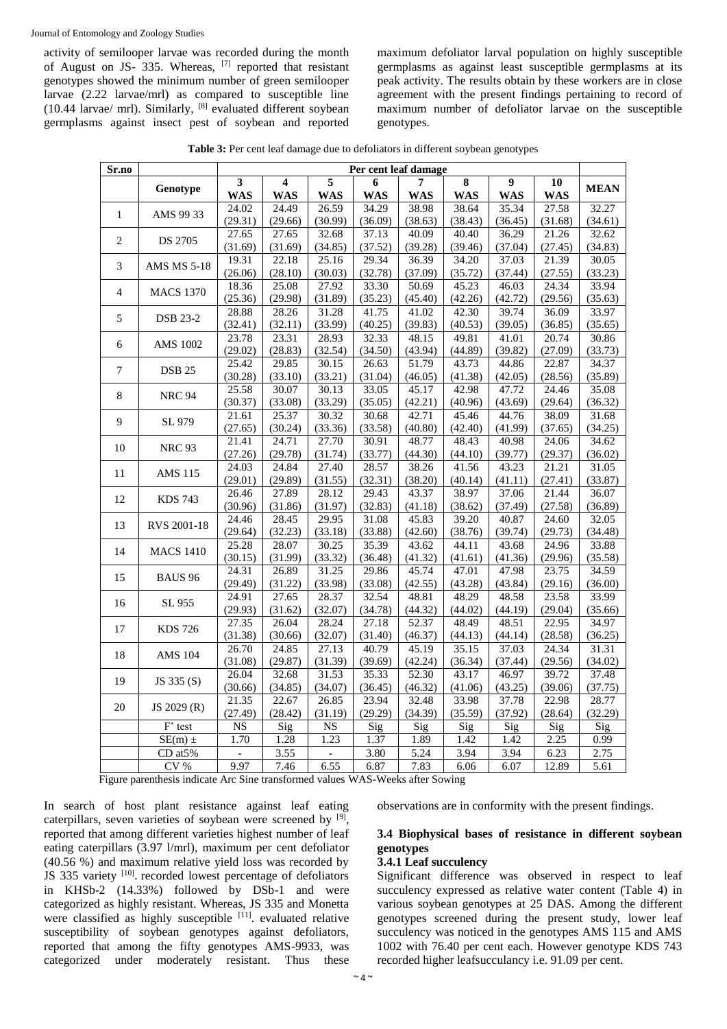activity of semilooper larvae was recorded during the month of August on JS- 335. Whereas, [7] reported that resistant genotypes showed the minimum number of green semilooper larvae (2.22 larvae/mrl) as compared to susceptible line (10.44 larvae/ mrl). Similarly, [8] evaluated different soybean germplasms against insect pest of soybean and reported maximum defoliator larval population on highly susceptible germplasms as against least susceptible germplasms at its peak activity. The results obtain by these workers are in close agreement with the present findings pertaining to record of maximum number of defoliator larvae on the susceptible genotypes.

**Table 3:** Per cent leaf damage due to defoliators in different soybean genotypes

| Sr.no | Genotype | Per cent leaf damage | | | | | | | | |
|---|---|---|---|---|---|---|---|---|---|---|
| | | 3 WAS | 4 WAS | 5 WAS | 6 WAS | 7 WAS | 8 WAS | 9 WAS | 10 WAS | MEAN |
| 1 | AMS 99 33 | 24.02 (29.31) | 24.49 (29.66) | 26.59 (30.99) | 34.29 (36.09) | 38.98 (38.63) | 38.64 (38.43) | 35.34 (36.45) | 27.58 (31.68) | 32.27 (34.61) |
| 2 | DS 2705 | 27.65 (31.69) | 27.65 (31.69) | 32.68 (34.85) | 37.13 (37.52) | 40.09 (39.28) | 40.40 (39.46) | 36.29 (37.04) | 21.26 (27.45) | 32.62 (34.83) |
| 3 | AMS MS 5-18 | 19.31 (26.06) | 22.18 (28.10) | 25.16 (30.03) | 29.34 (32.78) | 36.39 (37.09) | 34.20 (35.72) | 37.03 (37.44) | 21.39 (27.55) | 30.05 (33.23) |
| 4 | MACS 1370 | 18.36 (25.36) | 25.08 (29.98) | 27.92 (31.89) | 33.30 (35.23) | 50.69 (45.40) | 45.23 (42.26) | 46.03 (42.72) | 24.34 (29.56) | 33.94 (35.63) |
| 5 | DSB 23-2 | 28.88 (32.41) | 28.26 (32.11) | 31.28 (33.99) | 41.75 (40.25) | 41.02 (39.83) | 42.30 (40.53) | 39.74 (39.05) | 36.09 (36.85) | 33.97 (35.65) |
| 6 | AMS 1002 | 23.78 (29.02) | 23.31 (28.83) | 28.93 (32.54) | 32.33 (34.50) | 48.15 (43.94) | 49.81 (44.89) | 41.01 (39.82) | 20.74 (27.09) | 30.86 (33.73) |
| 7 | DSB 25 | 25.42 (30.28) | 29.85 (33.10) | 30.15 (33.21) | 26.63 (31.04) | 51.79 (46.05) | 43.73 (41.38) | 44.86 (42.05) | 22.87 (28.56) | 34.37 (35.89) |
| 8 | NRC 94 | 25.58 (30.37) | 30.07 (33.08) | 30.13 (33.29) | 33.05 (35.05) | 45.17 (42.21) | 42.98 (40.96) | 47.72 (43.69) | 24.46 (29.64) | 35.08 (36.32) |
| 9 | SL 979 | 21.61 (27.65) | 25.37 (30.24) | 30.32 (33.36) | 30.68 (33.58) | 42.71 (40.80) | 45.46 (42.40) | 44.76 (41.99) | 38.09 (37.65) | 31.68 (34.25) |
| 10 | NRC 93 | 21.41 (27.26) | 24.71 (29.78) | 27.70 (31.74) | 30.91 (33.77) | 48.77 (44.30) | 48.43 (44.10) | 40.98 (39.77) | 24.06 (29.37) | 34.62 (36.02) |
| 11 | AMS 115 | 24.03 (29.01) | 24.84 (29.89) | 27.40 (31.55) | 28.57 (32.31) | 38.26 (38.20) | 41.56 (40.14) | 43.23 (41.11) | 21.21 (27.41) | 31.05 (33.87) |
| 12 | KDS 743 | 26.46 (30.96) | 27.89 (31.86) | 28.12 (31.97) | 29.43 (32.83) | 43.37 (41.18) | 38.97 (38.62) | 37.06 (37.49) | 21.44 (27.58) | 36.07 (36.89) |
| 13 | RVS 2001-18 | 24.46 (29.64) | 28.45 (32.23) | 29.95 (33.18) | 31.08 (33.88) | 45.83 (42.60) | 39.20 (38.76) | 40.87 (39.74) | 24.60 (29.73) | 32.05 (34.48) |
| 14 | MACS 1410 | 25.28 (30.15) | 28.07 (31.99) | 30.25 (33.32) | 35.39 (36.48) | 43.62 (41.32) | 44.11 (41.61) | 43.68 (41.36) | 24.96 (29.96) | 33.88 (35.58) |
| 15 | BAUS 96 | 24.31 (29.49) | 26.89 (31.22) | 31.25 (33.98) | 29.86 (33.08) | 45.74 (42.55) | 47.01 (43.28) | 47.98 (43.84) | 23.75 (29.16) | 34.59 (36.00) |
| 16 | SL 955 | 24.91 (29.93) | 27.65 (31.62) | 28.37 (32.07) | 32.54 (34.78) | 48.81 (44.32) | 48.29 (44.02) | 48.58 (44.19) | 23.58 (29.04) | 33.99 (35.66) |
| 17 | KDS 726 | 27.35 (31.38) | 26.04 (30.66) | 28.24 (32.07) | 27.18 (31.40) | 52.37 (46.37) | 48.49 (44.13) | 48.51 (44.14) | 22.95 (28.58) | 34.97 (36.25) |
| 18 | AMS 104 | 26.70 (31.08) | 24.85 (29.87) | 27.13 (31.39) | 40.79 (39.69) | 45.19 (42.24) | 35.15 (36.34) | 37.03 (37.44) | 24.34 (29.56) | 31.31 (34.02) |
| 19 | JS 335 (S) | 26.04 (30.66) | 32.68 (34.85) | 31.53 (34.07) | 35.33 (36.45) | 52.30 (46.32) | 43.17 (41.06) | 46.97 (43.25) | 39.72 (39.06) | 37.48 (37.75) |
| 20 | JS 2029 (R) | 21.35 (27.49) | 22.67 (28.42) | 26.85 (31.19) | 23.94 (29.29) | 32.48 (34.39) | 33.98 (35.59) | 37.78 (37.92) | 22.98 (28.64) | 28.77 (32.29) |
| | F' test | NS | Sig | NS | Sig | Sig | Sig | Sig | Sig | Sig |
| | SE(m) ± | 1.70 | 1.28 | 1.23 | 1.37 | 1.89 | 1.42 | 1.42 | 2.25 | 0.99 |
| | CD at5% | - | 3.55 | - | 3.80 | 5.24 | 3.94 | 3.94 | 6.23 | 2.75 |
| | CV % | 9.97 | 7.46 | 6.55 | 6.87 | 7.83 | 6.06 | 6.07 | 12.89 | 5.61 |

Figure parenthesis indicate Arc Sine transformed values WAS-Weeks after Sowing

In search of host plant resistance against leaf eating caterpillars, seven varieties of soybean were screened by [9], reported that among different varieties highest number of leaf eating caterpillars (3.97 l/mrl), maximum per cent defoliator (40.56 %) and maximum relative yield loss was recorded by JS 335 variety [10]. recorded lowest percentage of defoliators in KHSb-2 (14.33%) followed by DSb-1 and were categorized as highly resistant. Whereas, JS 335 and Monetta were classified as highly susceptible [11]. evaluated relative susceptibility of soybean genotypes against defoliators, reported that among the fifty genotypes AMS-9933, was categorized under moderately resistant. Thus these observations are in conformity with the present findings.

### 3.4 Biophysical bases of resistance in different soybean genotypes

#### 3.4.1 Leaf succulency

Significant difference was observed in respect to leaf succulency expressed as relative water content (Table 4) in various soybean genotypes at 25 DAS. Among the different genotypes screened during the present study, lower leaf succulency was noticed in the genotypes AMS 115 and AMS 1002 with 76.40 per cent each. However genotype KDS 743 recorded higher leafsucculancy i.e. 91.09 per cent.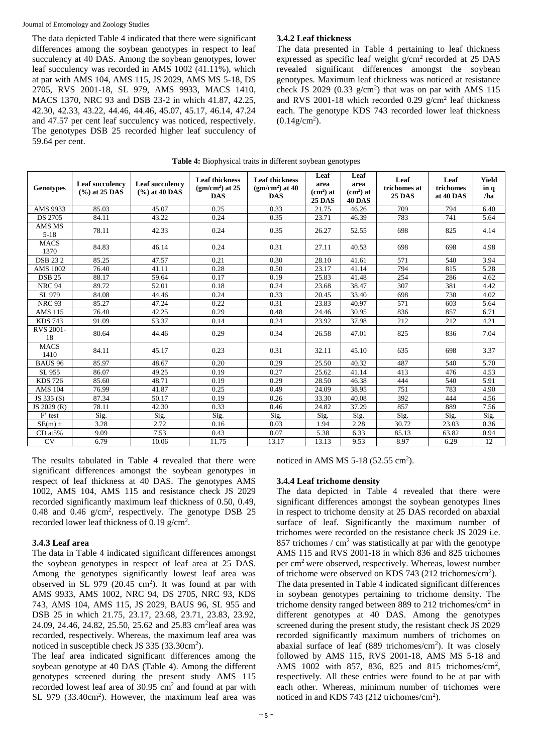The data depicted Table 4 indicated that there were significant differences among the soybean genotypes in respect to leaf succulency at 40 DAS. Among the soybean genotypes, lower leaf succulency was recorded in AMS 1002 (41.11%), which at par with AMS 104, AMS 115, JS 2029, AMS MS 5-18, DS 2705, RVS 2001-18, SL 979, AMS 9933, MACS 1410, MACS 1370, NRC 93 and DSB 23-2 in which 41.87, 42.25, 42.30, 42.33, 43.22, 44.46, 44.46, 45.07, 45.17, 46.14, 47.24 and 47.57 per cent leaf succulency was noticed, respectively. The genotypes DSB 25 recorded higher leaf succulency of 59.64 per cent.

### 3.4.2 Leaf thickness

The data presented in Table 4 pertaining to leaf thickness expressed as specific leaf weight g/cm$^2$ recorded at 25 DAS revealed significant differences amongst the soybean genotypes. Maximum leaf thickness was noticed at resistance check JS 2029 (0.33 g/cm$^2$) that was on par with AMS 115 and RVS 2001-18 which recorded 0.29 g/cm$^2$ leaf thickness each. The genotype KDS 743 recorded lower leaf thickness (0.14g/cm$^2$).

**Table 4:** Biophysical traits in different soybean genotypes

| Genotypes | Leaf succulency (%) at 25 DAS | Leaf succulency (%) at 40 DAS | Leaf thickness (gm/cm$^2$) at 25 DAS | Leaf thickness (gm/cm$^2$) at 40 DAS | Leaf area (cm$^2$) at 25 DAS | Leaf area (cm$^2$) at 40 DAS | Leaf trichomes at 25 DAS | Leaf trichomes at 40 DAS | Yield in q /ha |
|---|---|---|---|---|---|---|---|---|---|
| AMS 9933 | 85.03 | 45.07 | 0.25 | 0.33 | 21.75 | 46.26 | 709 | 794 | 6.40 |
| DS 2705 | 84.11 | 43.22 | 0.24 | 0.35 | 23.71 | 46.39 | 783 | 741 | 5.64 |
| AMS MS 5-18 | 78.11 | 42.33 | 0.24 | 0.35 | 26.27 | 52.55 | 698 | 825 | 4.14 |
| MACS 1370 | 84.83 | 46.14 | 0.24 | 0.31 | 27.11 | 40.53 | 698 | 698 | 4.98 |
| DSB 23 2 | 85.25 | 47.57 | 0.21 | 0.30 | 28.10 | 41.61 | 571 | 540 | 3.94 |
| AMS 1002 | 76.40 | 41.11 | 0.28 | 0.50 | 23.17 | 41.14 | 794 | 815 | 5.28 |
| DSB 25 | 88.17 | 59.64 | 0.17 | 0.19 | 25.83 | 41.48 | 254 | 286 | 4.62 |
| NRC 94 | 89.72 | 52.01 | 0.18 | 0.24 | 23.68 | 38.47 | 307 | 381 | 4.42 |
| SL 979 | 84.08 | 44.46 | 0.24 | 0.33 | 20.45 | 33.40 | 698 | 730 | 4.02 |
| NRC 93 | 85.27 | 47.24 | 0.22 | 0.31 | 23.83 | 40.97 | 571 | 603 | 5.64 |
| AMS 115 | 76.40 | 42.25 | 0.29 | 0.48 | 24.46 | 30.95 | 836 | 857 | 6.71 |
| KDS 743 | 91.09 | 53.37 | 0.14 | 0.24 | 23.92 | 37.98 | 212 | 212 | 4.21 |
| RVS 2001-18 | 80.64 | 44.46 | 0.29 | 0.34 | 26.58 | 47.01 | 825 | 836 | 7.04 |
| MACS 1410 | 84.11 | 45.17 | 0.23 | 0.31 | 32.11 | 45.10 | 635 | 698 | 3.37 |
| BAUS 96 | 85.97 | 48.67 | 0.20 | 0.29 | 25.50 | 40.32 | 487 | 540 | 5.70 |
| SL 955 | 86.07 | 49.25 | 0.19 | 0.27 | 25.62 | 41.14 | 413 | 476 | 4.53 |
| KDS 726 | 85.60 | 48.71 | 0.19 | 0.29 | 28.50 | 46.38 | 444 | 540 | 5.91 |
| AMS 104 | 76.99 | 41.87 | 0.25 | 0.49 | 24.09 | 38.95 | 751 | 783 | 4.90 |
| JS 335 (S) | 87.34 | 50.17 | 0.19 | 0.26 | 33.30 | 40.08 | 392 | 444 | 4.56 |
| JS 2029 (R) | 78.11 | 42.30 | 0.33 | 0.46 | 24.82 | 37.29 | 857 | 889 | 7.56 |
| F' test | Sig. | Sig. | Sig. | Sig. | Sig. | Sig. | Sig. | Sig. | Sig. |
| SE(m) ± | 3.28 | 2.72 | 0.16 | 0.03 | 1.94 | 2.28 | 30.72 | 23.03 | 0.36 |
| CD at5% | 9.09 | 7.53 | 0.43 | 0.07 | 5.38 | 6.33 | 85.13 | 63.82 | 0.94 |
| CV | 6.79 | 10.06 | 11.75 | 13.17 | 13.13 | 9.53 | 8.97 | 6.29 | 12 |

The results tabulated in Table 4 revealed that there were significant differences amongst the soybean genotypes in respect of leaf thickness at 40 DAS. The genotypes AMS 1002, AMS 104, AMS 115 and resistance check JS 2029 recorded significantly maximum leaf thickness of 0.50, 0.49, 0.48 and 0.46 g/cm$^2$, respectively. The genotype DSB 25 recorded lower leaf thickness of 0.19 g/cm$^2$.

### 3.4.3 Leaf area

The data in Table 4 indicated significant differences amongst the soybean genotypes in respect of leaf area at 25 DAS. Among the genotypes significantly lowest leaf area was observed in SL 979 (20.45 cm$^2$). It was found at par with AMS 9933, AMS 1002, NRC 94, DS 2705, NRC 93, KDS 743, AMS 104, AMS 115, JS 2029, BAUS 96, SL 955 and DSB 25 in which 21.75, 23.17, 23.68, 23.71, 23.83, 23.92, 24.09, 24.46, 24.82, 25.50, 25.62 and 25.83 cm$^2$leaf area was recorded, respectively. Whereas, the maximum leaf area was noticed in susceptible check JS 335 (33.30cm$^2$).

The leaf area indicated significant differences among the soybean genotype at 40 DAS (Table 4). Among the different genotypes screened during the present study AMS 115 recorded lowest leaf area of 30.95 cm$^2$ and found at par with SL 979 (33.40cm$^2$). However, the maximum leaf area was noticed in AMS MS 5-18 (52.55 cm$^2$).

### 3.4.4 Leaf trichome density

The data depicted in Table 4 revealed that there were significant differences amongst the soybean genotypes lines in respect to trichome density at 25 DAS recorded on abaxial surface of leaf. Significantly the maximum number of trichomes were recorded on the resistance check JS 2029 i.e. 857 trichomes / cm$^2$ was statistically at par with the genotype AMS 115 and RVS 2001-18 in which 836 and 825 trichomes per cm$^2$ were observed, respectively. Whereas, lowest number of trichome were observed on KDS 743 (212 trichomes/cm$^2$).

The data presented in Table 4 indicated significant differences in soybean genotypes pertaining to trichome density. The trichome density ranged between 889 to 212 trichomes/cm$^2$ in different genotypes at 40 DAS. Among the genotypes screened during the present study, the resistant check JS 2029 recorded significantly maximum numbers of trichomes on abaxial surface of leaf (889 trichomes/cm$^2$). It was closely followed by AMS 115, RVS 2001-18, AMS MS 5-18 and AMS 1002 with 857, 836, 825 and 815 trichomes/cm$^2$, respectively. All these entries were found to be at par with each other. Whereas, minimum number of trichomes were noticed in and KDS 743 (212 trichomes/cm$^2$).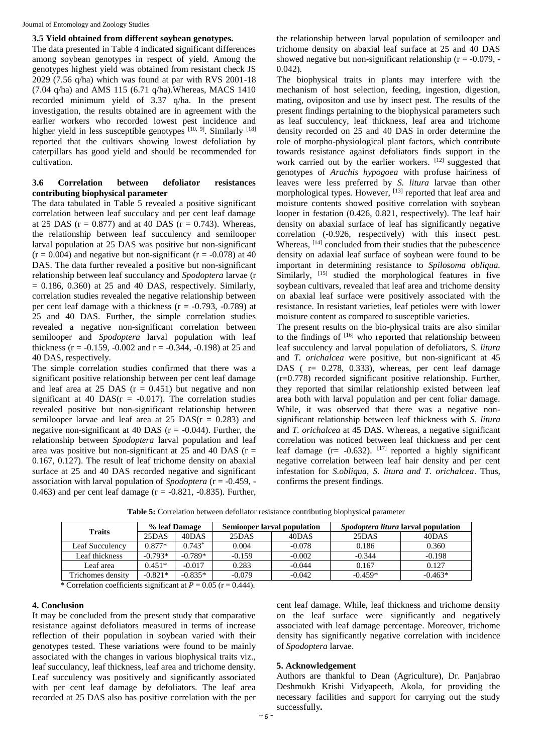### 3.5 Yield obtained from different soybean genotypes.

The data presented in Table 4 indicated significant differences among soybean genotypes in respect of yield. Among the genotypes highest yield was obtained from resistant check JS 2029 (7.56 q/ha) which was found at par with RVS 2001-18 (7.04 q/ha) and AMS 115 (6.71 q/ha).Whereas, MACS 1410 recorded minimum yield of 3.37 q/ha. In the present investigation, the results obtained are in agreement with the earlier workers who recorded lowest pest incidence and higher yield in less susceptible genotypes [10, 9]. Similarly [18] reported that the cultivars showing lowest defoliation by caterpillars has good yield and should be recommended for cultivation.

### 3.6 Correlation between defoliator resistances contributing biophysical parameter

The data tabulated in Table 5 revealed a positive significant correlation between leaf succulacy and per cent leaf damage at 25 DAS ($r = 0.877$) and at 40 DAS ($r = 0.743$). Whereas, the relationship between leaf succulency and semilooper larval population at 25 DAS was positive but non-significant ($r = 0.004$) and negative but non-significant ($r = -0.078$) at 40 DAS. The data further revealed a positive but non-significant relationship between leaf succulancy and *Spodoptera* larvae ($r = 0.186$, $0.360$) at 25 and 40 DAS, respectively. Similarly, correlation studies revealed the negative relationship between per cent leaf damage with a thickness ($r = -0.793$, $-0.789$) at 25 and 40 DAS. Further, the simple correlation studies revealed a negative non-significant correlation between semilooper and *Spodoptera* larval population with leaf thickness ($r = -0.159$, $-0.002$ and $r = -0.344$, $-0.198$) at 25 and 40 DAS, respectively.

The simple correlation studies confirmed that there was a significant positive relationship between per cent leaf damage and leaf area at 25 DAS ($r = 0.451$) but negative and non significant at 40 DAS($r = -0.017$). The correlation studies revealed positive but non-significant relationship between semilooper larvae and leaf area at 25 DAS($r = 0.283$) and negative non-significant at 40 DAS ($r = -0.044$). Further, the relationship between *Spodoptera* larval population and leaf area was positive but non-significant at 25 and 40 DAS ($r = 0.167$, $0.127$). The result of leaf trichome density on abaxial surface at 25 and 40 DAS recorded negative and significant association with larval population of *Spodoptera* ($r = -0.459$, $-0.463$) and per cent leaf damage ($r = -0.821$, $-0.835$). Further, the relationship between larval population of semilooper and trichome density on abaxial leaf surface at 25 and 40 DAS showed negative but non-significant relationship ($r = -0.079$, $-0.042$).

The biophysical traits in plants may interfere with the mechanism of host selection, feeding, ingestion, digestion, mating, ovipositon and use by insect pest. The results of the present findings pertaining to the biophysical parameters such as leaf succulency, leaf thickness, leaf area and trichome density recorded on 25 and 40 DAS in order determine the role of morpho-physiological plant factors, which contribute towards resistance against defoliators finds support in the work carried out by the earlier workers. [12] suggested that genotypes of *Arachis hypogoea* with profuse hairiness of leaves were less preferred by *S. litura* larvae than other morphological types. However, [13] reported that leaf area and moisture contents showed positive correlation with soybean looper in festation (0.426, 0.821, respectively). The leaf hair density on abaxial surface of leaf has significantly negative correlation (-0.926, respectively) with this insect pest. Whereas, [14] concluded from their studies that the pubescence density on adaxial leaf surface of soybean were found to be important in determining resistance to *Spilosoma obliqua.* Similarly, [15] studied the morphological features in five soybean cultivars, revealed that leaf area and trichome density on abaxial leaf surface were positively associated with the resistance. In resistant varieties, leaf petioles were with lower moisture content as compared to susceptible varieties.

The present results on the bio-physical traits are also similar to the findings of [16] who reported that relationship between leaf succulency and larval population of defoliators, *S. litura* and *T. orichalcea* were positive, but non-significant at 45 DAS ( r= 0.278, 0.333), whereas, per cent leaf damage (r=0.778) recorded significant positive relationship. Further, they reported that similar relationship existed between leaf area both with larval population and per cent foliar damage. While, it was observed that there was a negative non-significant relationship between leaf thickness with *S. litura* and *T. orichalcea* at 45 DAS. Whereas, a negative significant correlation was noticed between leaf thickness and per cent leaf damage (r= -0.632). [17] reported a highly significant negative correlation between leaf hair density and per cent infestation for *S.obliqua*, *S. litura and T. orichalcea*. Thus, confirms the present findings.

**Table 5:** Correlation between defoliator resistance contributing biophysical parameter

| Traits | % leaf Damage | | Semiooper larval population | | *Spodoptera litura* larval population | |
|---|---|---|---|---|---|---|
| | 25DAS | 40DAS | 25DAS | 40DAS | 25DAS | 40DAS |
| Leaf Succulency | 0.877* | 0.743* | 0.004 | -0.078 | 0.186 | 0.360 |
| Leaf thickness | -0.793* | -0.789* | -0.159 | -0.002 | -0.344 | -0.198 |
| Leaf area | 0.451* | -0.017 | 0.283 | -0.044 | 0.167 | 0.127 |
| Trichomes density | -0.821* | -0.835* | -0.079 | -0.042 | -0.459* | -0.463* |

\* Correlation coefficients significant at $P = 0.05$ ($r = 0.444$).

## 4. Conclusion

It may be concluded from the present study that comparative resistance against defoliators measured in terms of increase reflection of their population in soybean varied with their genotypes tested. These variations were found to be mainly associated with the changes in various biophysical traits viz., leaf succulacy, leaf thickness, leaf area and trichome density. Leaf succulency was positively and significantly associated with per cent leaf damage by defoliators. The leaf area recorded at 25 DAS also has positive correlation with the per cent leaf damage. While, leaf thickness and trichome density on the leaf surface were significantly and negatively associated with leaf damage percentage. Moreover, trichome density has significantly negative correlation with incidence of *Spodoptera* larvae.

## 5. Acknowledgement

Authors are thankful to Dean (Agriculture), Dr. Panjabrao Deshmukh Krishi Vidyapeeth, Akola, for providing the necessary facilities and support for carrying out the study successfully**.**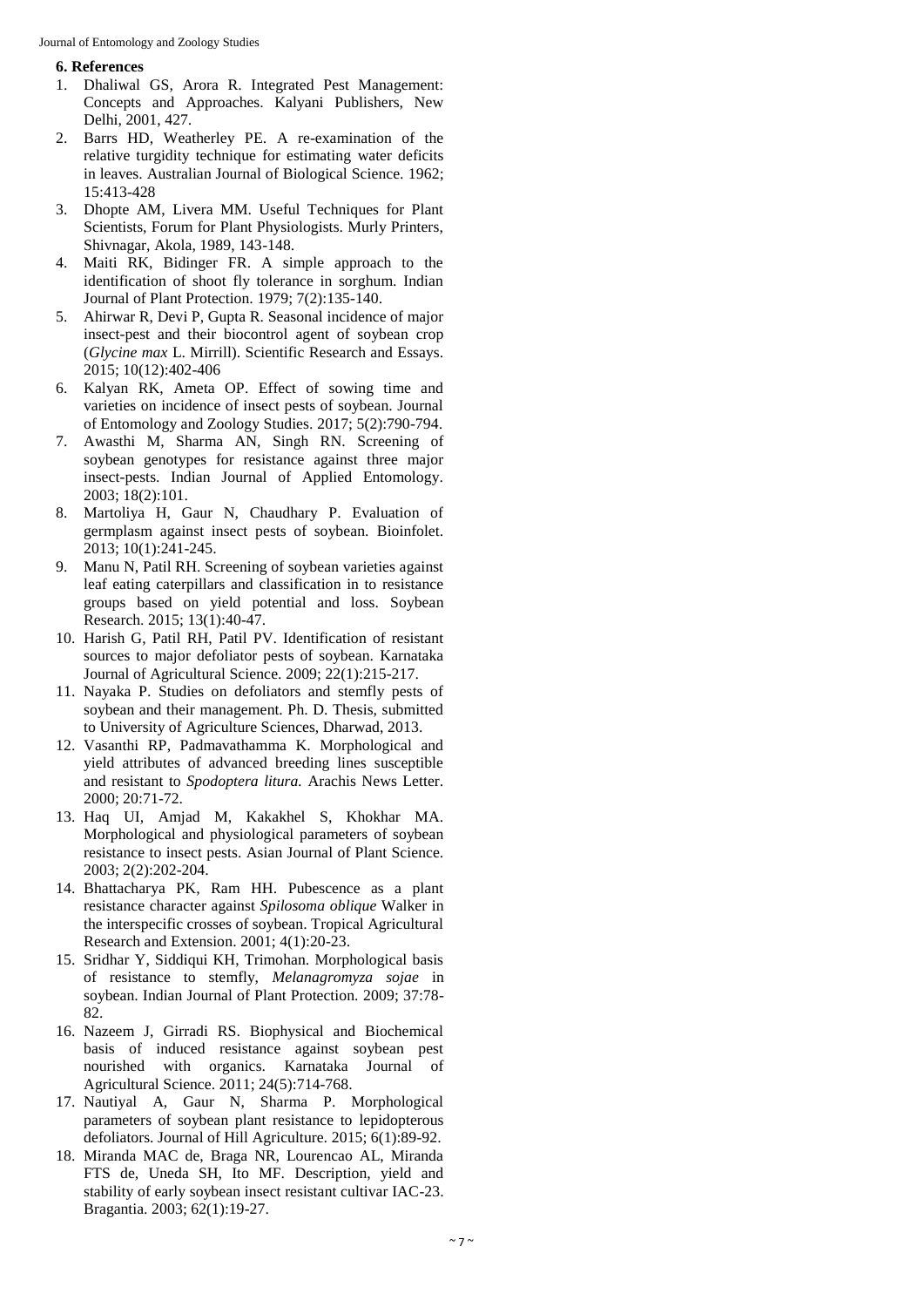### 6. References

1. Dhaliwal GS, Arora R. Integrated Pest Management: Concepts and Approaches. Kalyani Publishers, New Delhi, 2001, 427.
2. Barrs HD, Weatherley PE. A re-examination of the relative turgidity technique for estimating water deficits in leaves. Australian Journal of Biological Science. 1962; 15:413-428
3. Dhopte AM, Livera MM. Useful Techniques for Plant Scientists, Forum for Plant Physiologists. Murly Printers, Shivnagar, Akola, 1989, 143-148.
4. Maiti RK, Bidinger FR. A simple approach to the identification of shoot fly tolerance in sorghum. Indian Journal of Plant Protection. 1979; 7(2):135-140.
5. Ahirwar R, Devi P, Gupta R. Seasonal incidence of major insect-pest and their biocontrol agent of soybean crop (*Glycine max* L. Mirrill). Scientific Research and Essays. 2015; 10(12):402-406
6. Kalyan RK, Ameta OP. Effect of sowing time and varieties on incidence of insect pests of soybean. Journal of Entomology and Zoology Studies. 2017; 5(2):790-794.
7. Awasthi M, Sharma AN, Singh RN. Screening of soybean genotypes for resistance against three major insect-pests. Indian Journal of Applied Entomology. 2003; 18(2):101.
8. Martoliya H, Gaur N, Chaudhary P. Evaluation of germplasm against insect pests of soybean. Bioinfolet. 2013; 10(1):241-245.
9. Manu N, Patil RH. Screening of soybean varieties against leaf eating caterpillars and classification in to resistance groups based on yield potential and loss. Soybean Research. 2015; 13(1):40-47.
10. Harish G, Patil RH, Patil PV. Identification of resistant sources to major defoliator pests of soybean. Karnataka Journal of Agricultural Science. 2009; 22(1):215-217.
11. Nayaka P. Studies on defoliators and stemfly pests of soybean and their management. Ph. D. Thesis, submitted to University of Agriculture Sciences, Dharwad, 2013.
12. Vasanthi RP, Padmavathamma K. Morphological and yield attributes of advanced breeding lines susceptible and resistant to *Spodoptera litura.* Arachis News Letter. 2000; 20:71-72.
13. Haq UI, Amjad M, Kakakhel S, Khokhar MA. Morphological and physiological parameters of soybean resistance to insect pests. Asian Journal of Plant Science. 2003; 2(2):202-204.
14. Bhattacharya PK, Ram HH. Pubescence as a plant resistance character against *Spilosoma oblique* Walker in the interspecific crosses of soybean. Tropical Agricultural Research and Extension. 2001; 4(1):20-23.
15. Sridhar Y, Siddiqui KH, Trimohan. Morphological basis of resistance to stemfly, *Melanagromyza sojae* in soybean. Indian Journal of Plant Protection. 2009; 37:78-82.
16. Nazeem J, Girradi RS. Biophysical and Biochemical basis of induced resistance against soybean pest nourished with organics. Karnataka Journal of Agricultural Science. 2011; 24(5):714-768.
17. Nautiyal A, Gaur N, Sharma P. Morphological parameters of soybean plant resistance to lepidopterous defoliators. Journal of Hill Agriculture. 2015; 6(1):89-92.
18. Miranda MAC de, Braga NR, Lourencao AL, Miranda FTS de, Uneda SH, Ito MF. Description, yield and stability of early soybean insect resistant cultivar IAC-23. Bragantia. 2003; 62(1):19-27.